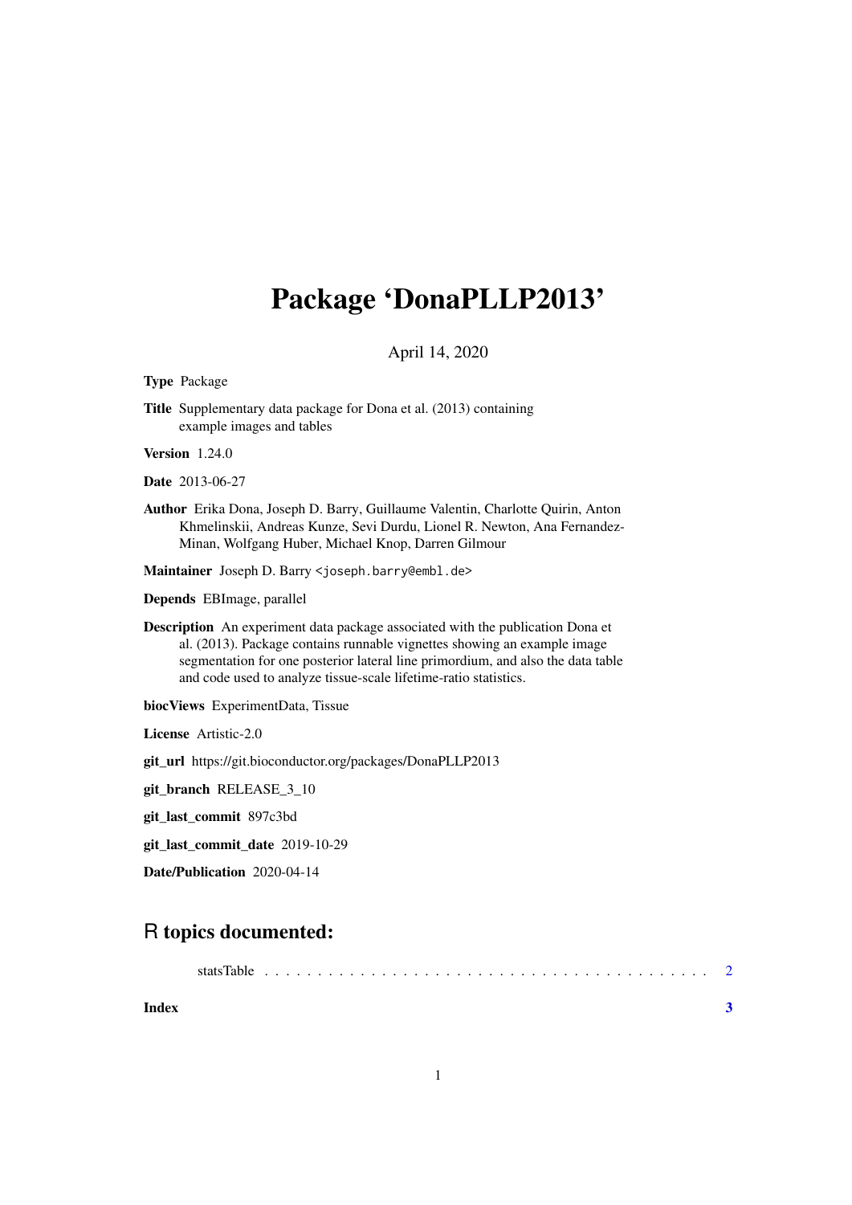# Package 'DonaPLLP2013'

April 14, 2020

**Type** Package

**Title** Supplementary data package for Dona et al. (2013) containing example images and tables

**Version** 1.24.0

**Date** 2013-06-27

**Author** Erika Dona, Joseph D. Barry, Guillaume Valentin, Charlotte Quirin, Anton Khmelinskii, Andreas Kunze, Sevi Durdu, Lionel R. Newton, Ana Fernandez-Minan, Wolfgang Huber, Michael Knop, Darren Gilmour

**Maintainer** Joseph D. Barry <joseph.barry@embl.de>

**Depends** EBImage, parallel

**Description** An experiment data package associated with the publication Dona et al. (2013). Package contains runnable vignettes showing an example image segmentation for one posterior lateral line primordium, and also the data table and code used to analyze tissue-scale lifetime-ratio statistics.

**biocViews** ExperimentData, Tissue

**License** Artistic-2.0

**git_url** https://git.bioconductor.org/packages/DonaPLLP2013

**git_branch** RELEASE_3_10

**git_last_commit** 897c3bd

**git_last_commit_date** 2019-10-29

**Date/Publication** 2020-04-14

## R topics documented:

statsTable . . . . . . . . . . . . . . . . . . . . . . . . . . . . . . . . . . . . . . . . . 2

**Index** **3**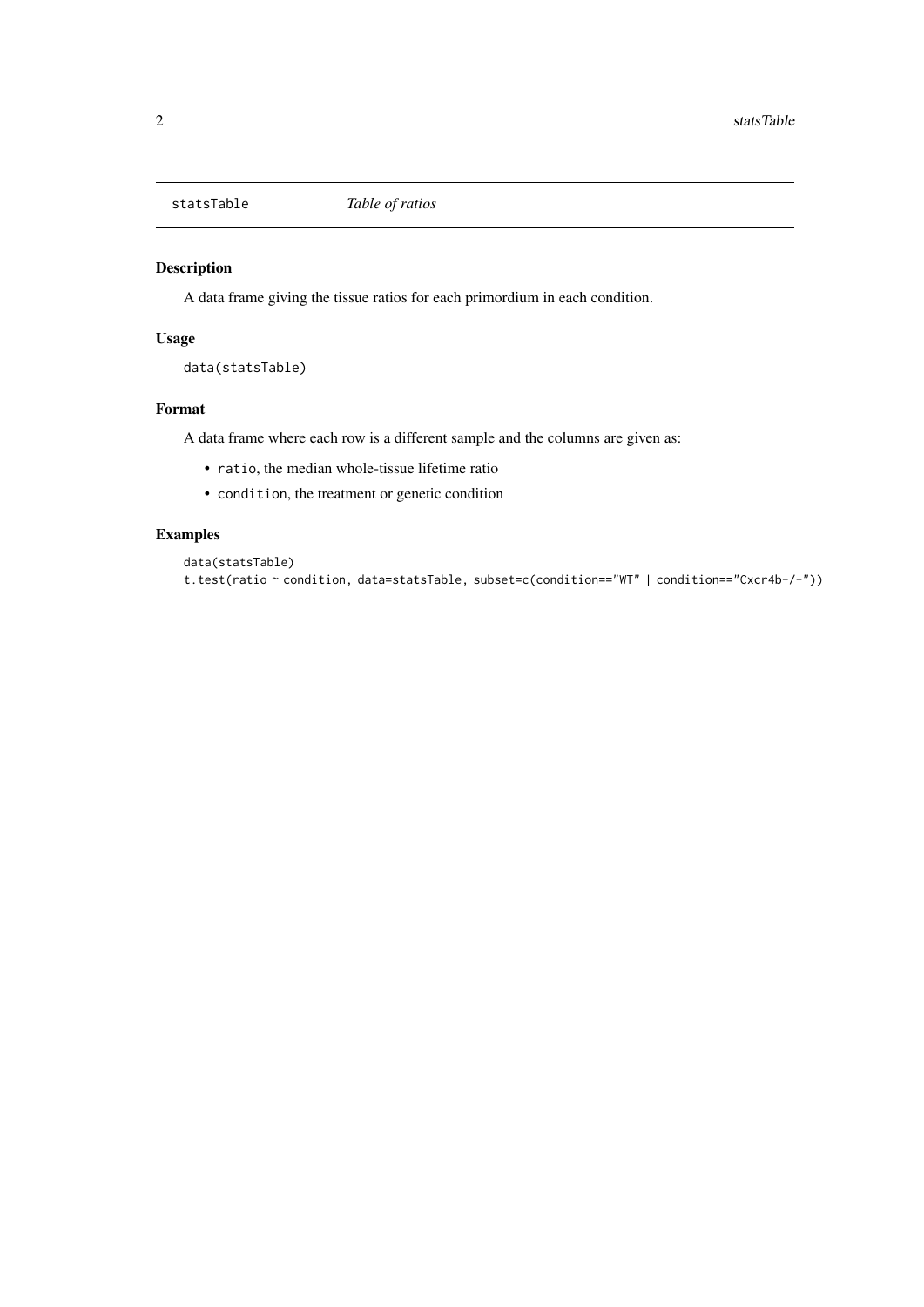statsTable    *Table of ratios*

## Description

A data frame giving the tissue ratios for each primordium in each condition.

## Usage

```
data(statsTable)
```

## Format

A data frame where each row is a different sample and the columns are given as:

- `ratio`, the median whole-tissue lifetime ratio
- `condition`, the treatment or genetic condition

## Examples

```
data(statsTable)
t.test(ratio ~ condition, data=statsTable, subset=c(condition=="WT" | condition=="Cxcr4b-/-"))
```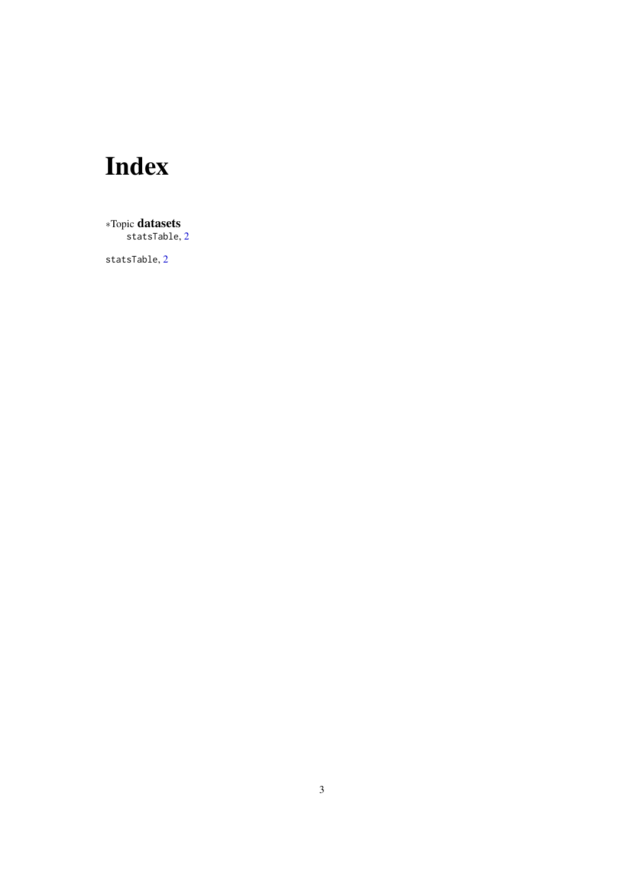# Index

∗Topic **datasets**
    statsTable, 2

statsTable, 2